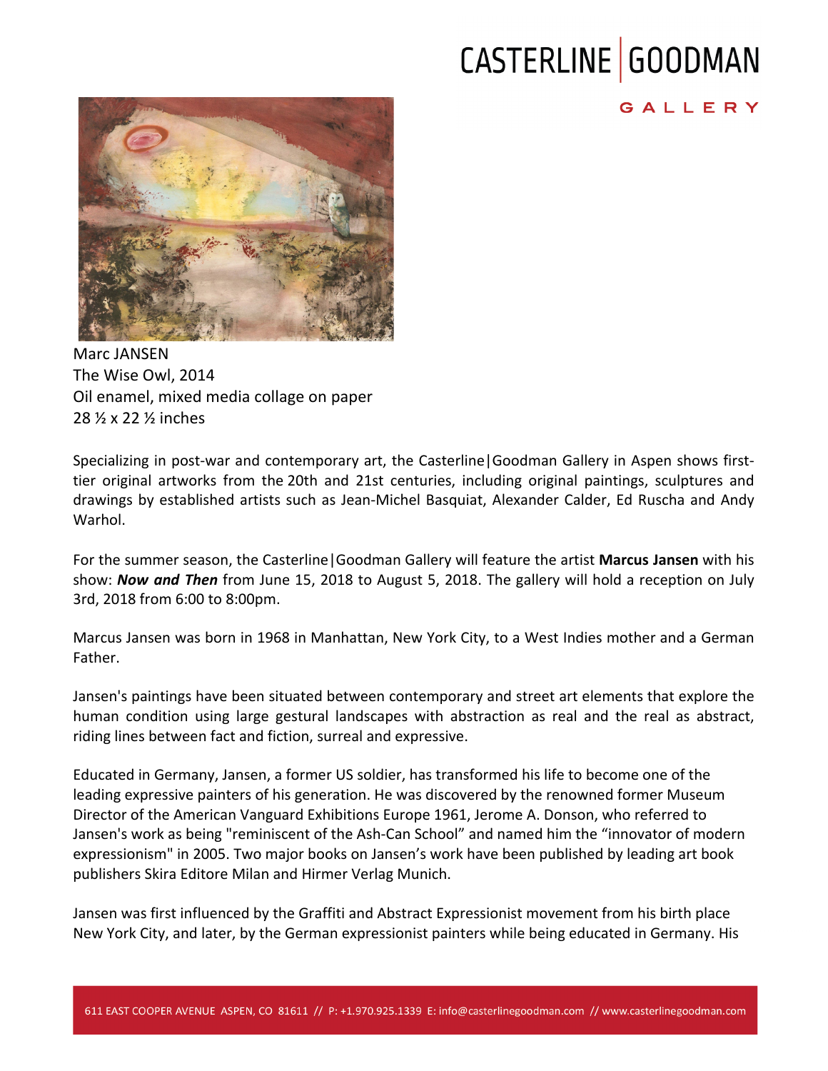# CASTERLINE | GOODMAN

GALLERY

Marc JANSEN
The Wise Owl, 2014
Oil enamel, mixed media collage on paper
28 ½ x 22 ½ inches

Specializing in post-war and contemporary art, the Casterline|Goodman Gallery in Aspen shows first-tier original artworks from the 20th and 21st centuries, including original paintings, sculptures and drawings by established artists such as Jean-Michel Basquiat, Alexander Calder, Ed Ruscha and Andy Warhol.

For the summer season, the Casterline|Goodman Gallery will feature the artist **Marcus Jansen** with his show: ***Now and Then*** from June 15, 2018 to August 5, 2018. The gallery will hold a reception on July 3rd, 2018 from 6:00 to 8:00pm.

Marcus Jansen was born in 1968 in Manhattan, New York City, to a West Indies mother and a German Father.

Jansen's paintings have been situated between contemporary and street art elements that explore the human condition using large gestural landscapes with abstraction as real and the real as abstract, riding lines between fact and fiction, surreal and expressive.

Educated in Germany, Jansen, a former US soldier, has transformed his life to become one of the leading expressive painters of his generation. He was discovered by the renowned former Museum Director of the American Vanguard Exhibitions Europe 1961, Jerome A. Donson, who referred to Jansen's work as being "reminiscent of the Ash-Can School" and named him the "innovator of modern expressionism" in 2005. Two major books on Jansen's work have been published by leading art book publishers Skira Editore Milan and Hirmer Verlag Munich.

Jansen was first influenced by the Graffiti and Abstract Expressionist movement from his birth place New York City, and later, by the German expressionist painters while being educated in Germany. His

611 EAST COOPER AVENUE ASPEN, CO 81611 // P: +1.970.925.1339 E: info@casterlinegoodman.com // www.casterlinegoodman.com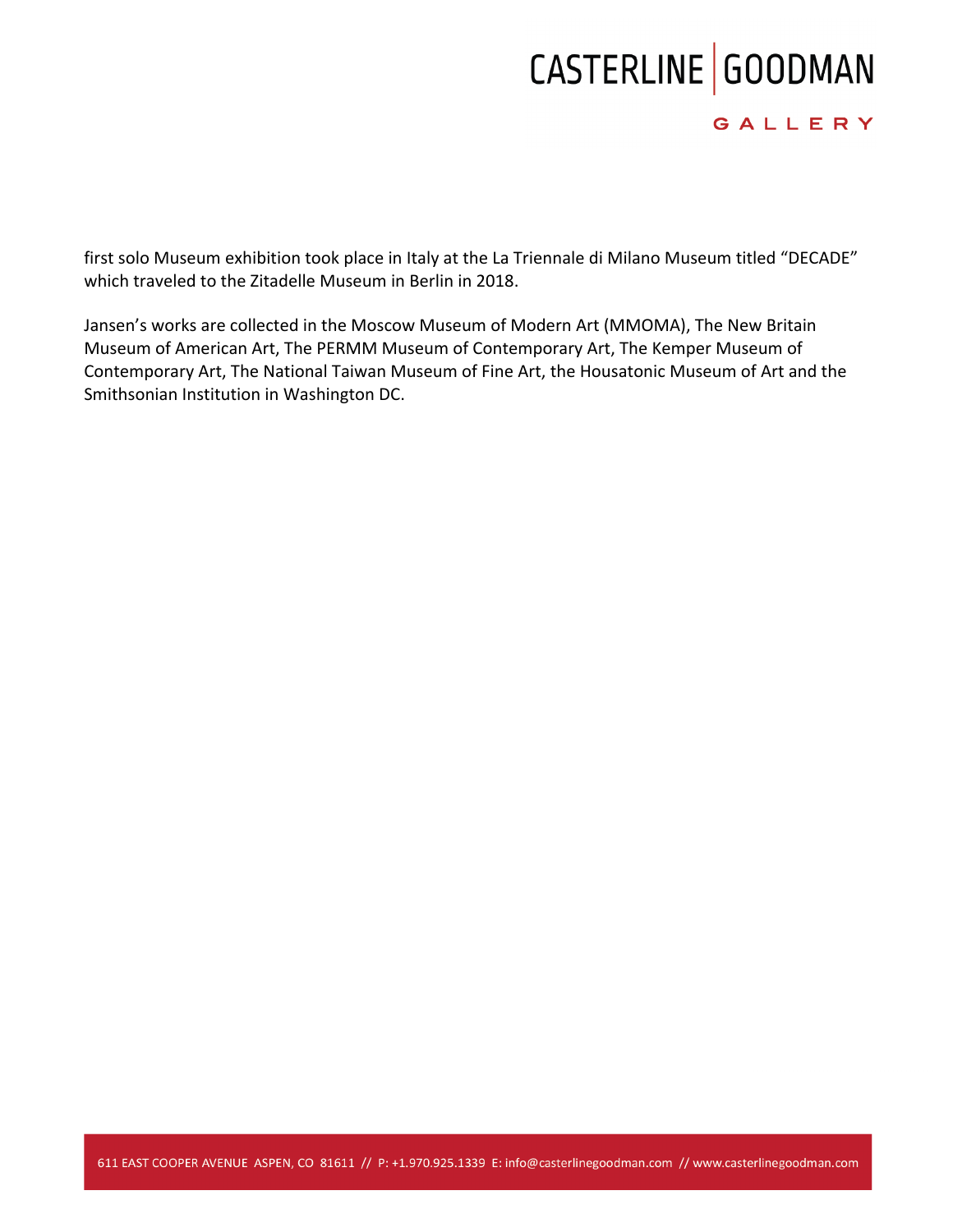first solo Museum exhibition took place in Italy at the La Triennale di Milano Museum titled “DECADE” which traveled to the Zitadelle Museum in Berlin in 2018.

Jansen’s works are collected in the Moscow Museum of Modern Art (MMOMA), The New Britain Museum of American Art, The PERMM Museum of Contemporary Art, The Kemper Museum of Contemporary Art, The National Taiwan Museum of Fine Art, the Housatonic Museum of Art and the Smithsonian Institution in Washington DC.